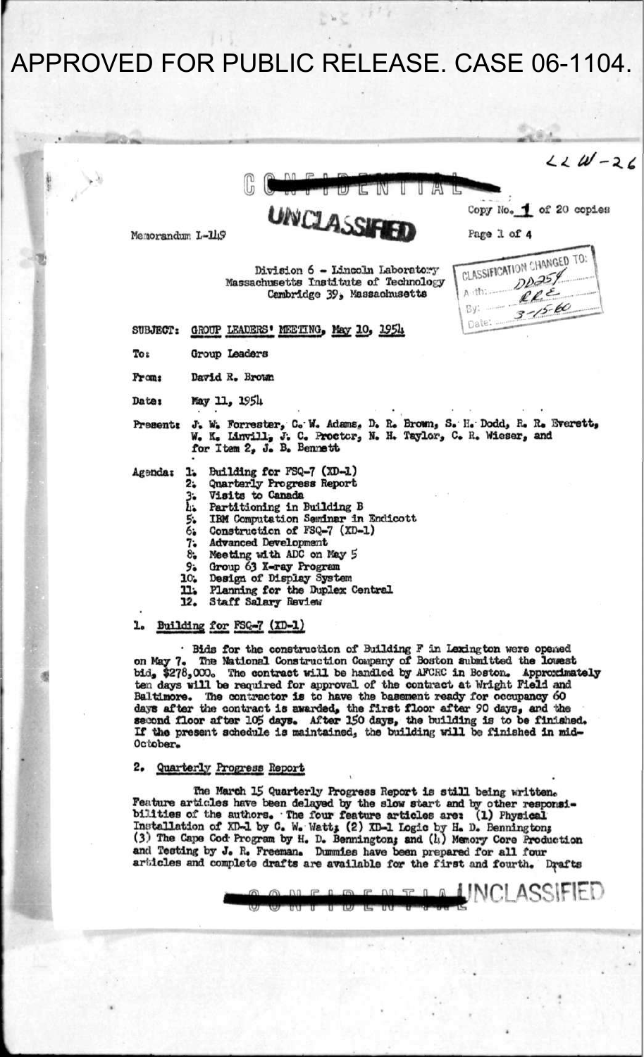APPROVED FOR PUBLIC RELEASE. CASE 06-1104.

LL W-26

~~CONFIDENTIAL~~

UNCLASSIFIED

Copy No. 1 of 20 copies

Memorandum L-149

CLASSIFICATION CHANGED TO:
Auth: DD254
By: RRE
Date: 3-15-60

Division 6 - Lincoln Laboratory
Massachusetts Institute of Technology
Cambridge 39, Massachusetts

SUBJECT: GROUP LEADERS' MEETING, May 10, 1954

To: Group Leaders

From: David R. Brown

Date: May 11, 1954

Present: J. W. Forrester, C. W. Adams, D. R. Brown, S. H. Dodd, R. R. Everett, W. K. Linvill, J. C. Proctor, N. H. Taylor, C. R. Wieser, and for Item 2, J. B. Bennett

Agenda:
1. Building for FSQ-7 (XD-1)
2. Quarterly Progress Report
3. Visits to Canada
4. Partitioning in Building B
5. IBM Computation Seminar in Endicott
6. Construction of FSQ-7 (XD-1)
7. Advanced Development
8. Meeting with ADC on May 5
9. Group 63 X-ray Program
10. Design of Display System
11. Planning for the Duplex Central
12. Staff Salary Review

## 1. Building for FSQ-7 (XD-1)

Bids for the construction of Building F in Lexington were opened on May 7. The National Construction Company of Boston submitted the lowest bid, $278,000. The contract will be handled by AFCRC in Boston. Approximately ten days will be required for approval of the contract at Wright Field and Baltimore. The contractor is to have the basement ready for occupancy 60 days after the contract is awarded, the first floor after 90 days, and the second floor after 105 days. After 150 days, the building is to be finished. If the present schedule is maintained, the building will be finished in mid-October.

## 2. Quarterly Progress Report

The March 15 Quarterly Progress Report is still being written. Feature articles have been delayed by the slow start and by other responsibilities of the authors. The four feature articles are: (1) Physical Installation of XD-1 by C. W. Watt; (2) XD-1 Logic by H. D. Bennington; (3) The Cape Cod Program by H. D. Bennington; and (4) Memory Core Production and Testing by J. R. Freeman. Dummies have been prepared for all four articles and complete drafts are available for the first and fourth. Drafts

~~CONFIDENTIAL~~ UNCLASSIFIED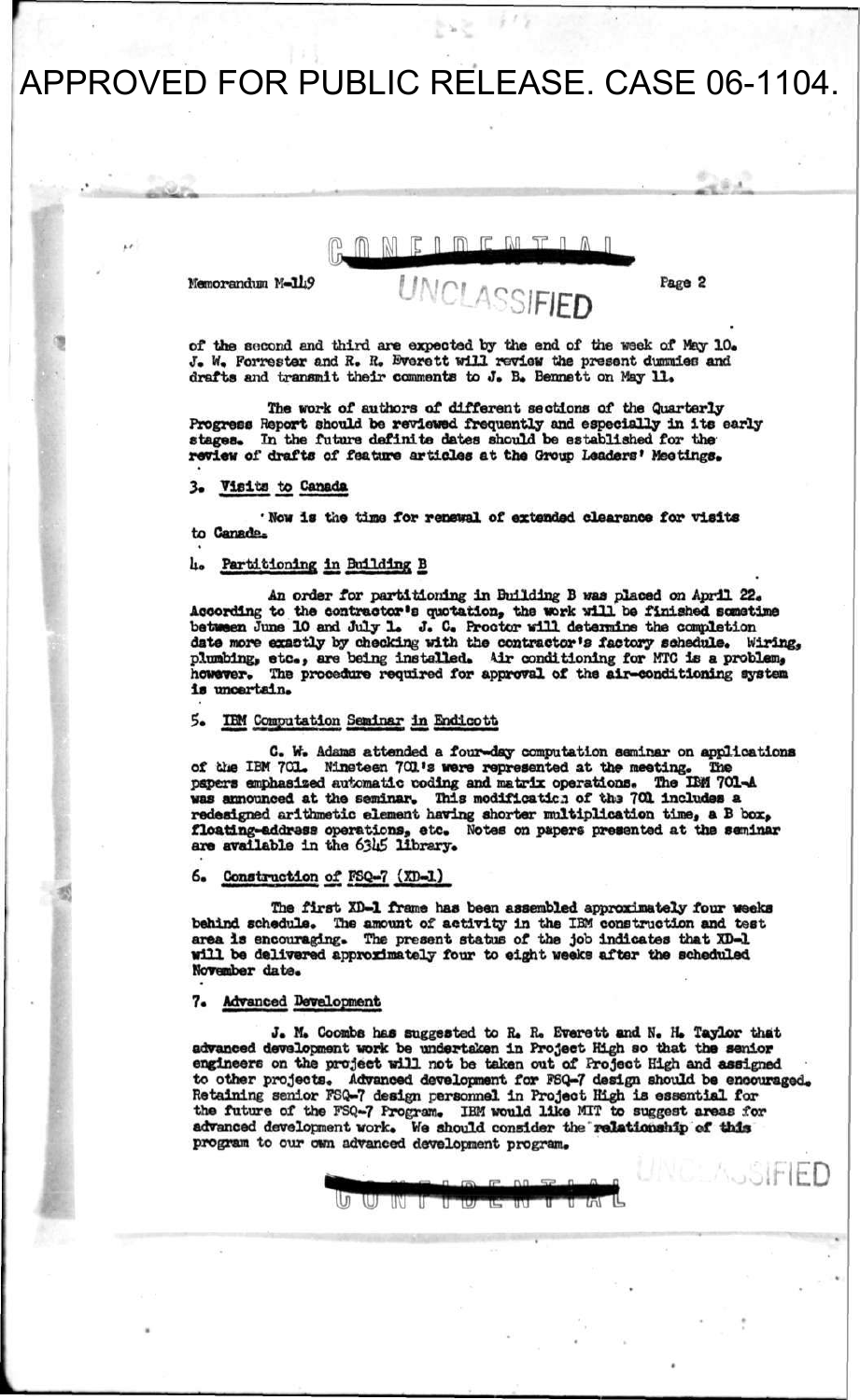APPROVED FOR PUBLIC RELEASE. CASE 06-1104.

CONFIDENTIAL

UNCLASSIFIED

Memorandum M-149

of the second and third are expected by the end of the week of May 10. J. W. Forrester and R. R. Everett will review the present dummies and drafts and transmit their comments to J. B. Bennett on May 11.

The work of authors of different sections of the Quarterly Progress Report should be reviewed frequently and especially in its early stages. In the future definite dates should be established for the review of drafts of feature articles at the Group Leaders' Meetings.

3. Visits to Canada

Now is the time for renewal of extended clearance for visits to Canada.

4. Partitioning in Building B

An order for partitioning in Building B was placed on April 22. According to the contractor's quotation, the work will be finished sometime between June 10 and July 1. J. C. Proctor will determine the completion date more exactly by checking with the contractor's factory schedule. Wiring, plumbing, etc., are being installed. Air conditioning for MTC is a problem, however. The procedure required for approval of the air-conditioning system is uncertain.

5. IBM Computation Seminar in Endicott

C. W. Adams attended a four-day computation seminar on applications of the IBM 701. Nineteen 701's were represented at the meeting. The papers emphasized automatic coding and matrix operations. The IBM 701-A was announced at the seminar. This modification of the 701 includes a redesigned arithmetic element having shorter multiplication time, a B box, floating-address operations, etc. Notes on papers presented at the seminar are available in the 6345 library.

6. Construction of FSQ-7 (XD-1)

The first XD-1 frame has been assembled approximately four weeks behind schedule. The amount of activity in the IBM construction and test area is encouraging. The present status of the job indicates that XD-1 will be delivered approximately four to eight weeks after the scheduled November date.

7. Advanced Development

J. M. Coombs has suggested to R. R. Everett and N. H. Taylor that advanced development work be undertaken in Project High so that the senior engineers on the project will not be taken out of Project High and assigned to other projects. Advanced development for FSQ-7 design should be encouraged. Retaining senior FSQ-7 design personnel in Project High is essential for the future of the FSQ-7 Program. IBM would like MIT to suggest areas for advanced development work. We should consider the relationship of this program to our own advanced development program.

CONFIDENTIAL

UNCLASSIFIED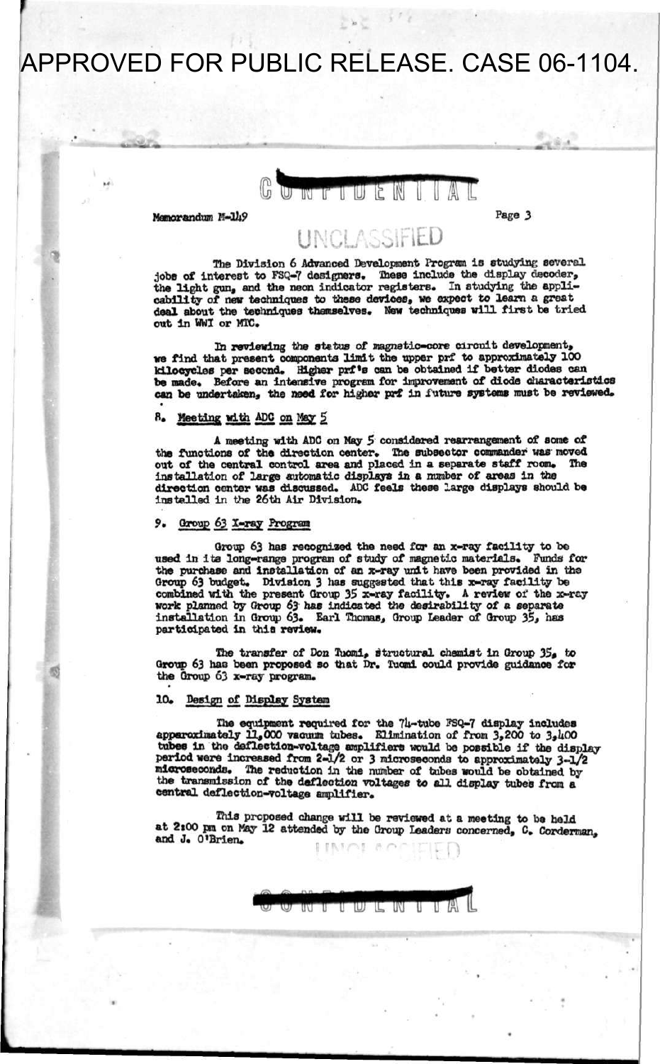Memorandum M-149

The Division 6 Advanced Development Program is studying several jobs of interest to FSQ-7 designers. These include the display decoder, the light gun, and the neon indicator registers. In studying the applicability of new techniques to these devices, we expect to learn a great deal about the techniques themselves. New techniques will first be tried out in WWI or MTC.

In reviewing the status of magnetic-core circuit development, we find that present components limit the upper prf to approximately 100 kilocycles per second. Higher prf's can be obtained if better diodes can be made. Before an intensive program for improvement of diode characteristics can be undertaken, the need for higher prf in future systems must be reviewed.

## 8. Meeting with ADC on May 5

A meeting with ADC on May 5 considered rearrangement of some of the functions of the direction center. The subsector commander was moved out of the central control area and placed in a separate staff room. The installation of large automatic displays in a number of areas in the direction center was discussed. ADC feels these large displays should be installed in the 26th Air Division.

## 9. Group 63 X-ray Program

Group 63 has recognized the need for an x-ray facility to be used in its long-range program of study of magnetic materials. Funds for the purchase and installation of an x-ray unit have been provided in the Group 63 budget. Division 3 has suggested that this x-ray facility be combined with the present Group 35 x-ray facility. A review of the x-ray work planned by Group 63 has indicated the desirability of a separate installation in Group 63. Earl Thomas, Group Leader of Group 35, has participated in this review.

The transfer of Don Tuomi, structural chemist in Group 35, to Group 63 has been proposed so that Dr. Tuomi could provide guidance for the Group 63 x-ray program.

## 10. Design of Display System

The equipment required for the 74-tube FSQ-7 display includes approximately 11,000 vacuum tubes. Elimination of from 3,200 to 3,400 tubes in the deflection-voltage amplifiers would be possible if the display period were increased from 2-1/2 or 3 microseconds to approximately 3-1/2 microseconds. The reduction in the number of tubes would be obtained by the transmission of the deflection voltages to all display tubes from a central deflection-voltage amplifier.

This proposed change will be reviewed at a meeting to be held at 2:00 pm on May 12 attended by the Group Leaders concerned, C. Corderman, and J. O'Brien.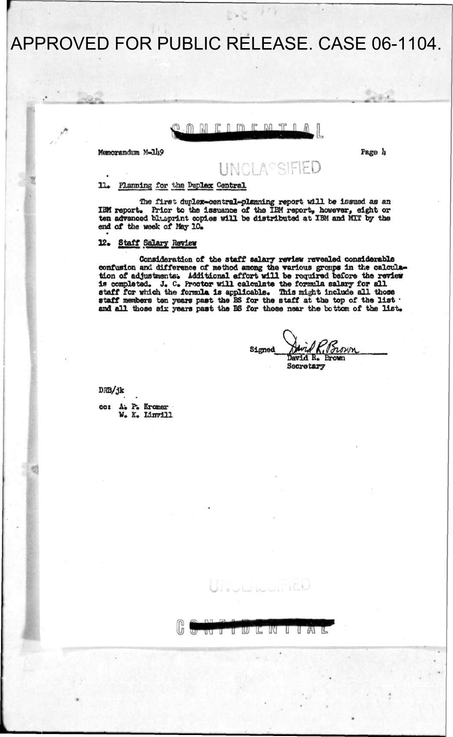APPROVED FOR PUBLIC RELEASE. CASE 06-1104.

CONFIDENTIAL

Memorandum M-149

UNCLASSIFIED

### 11. Planning for the Duplex Central

The first duplex-central-planning report will be issued as an IBM report. Prior to the issuance of the IBM report, however, eight or ten advanced blueprint copies will be distributed at IBM and MIT by the end of the week of May 10.

### 12. Staff Salary Review

Consideration of the staff salary review revealed considerable confusion and difference of method among the various groups in the calculation of adjustments. Additional effort will be required before the review is completed. J. C. Proctor will calculate the formula salary for all staff for which the formula is applicable. This might include all those staff members ten years past the BS for the staff at the top of the list and all those six years past the BS for those near the bottom of the list.

Signed David R. Brown
David R. Brown
Secretary

DRB/jk

cc: A. P. Kromer
W. K. Linvill

UNCLASSIFIED

CONFIDENTIAL